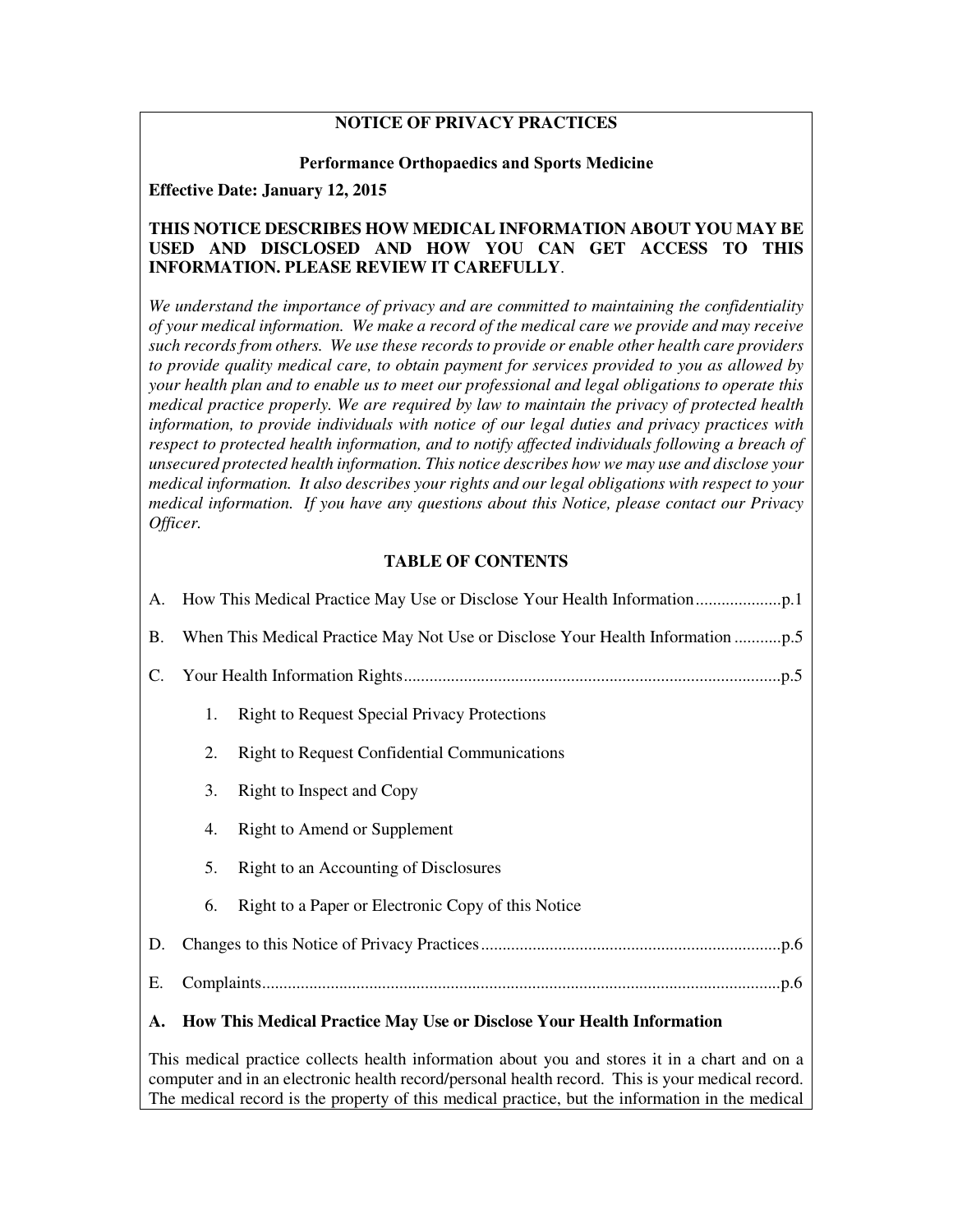# NOTICE OF PRIVACY PRACTICES

**Performance Orthopaedics and Sports Medicine**

**Effective Date: January 12, 2015**

**THIS NOTICE DESCRIBES HOW MEDICAL INFORMATION ABOUT YOU MAY BE USED AND DISCLOSED AND HOW YOU CAN GET ACCESS TO THIS INFORMATION. PLEASE REVIEW IT CAREFULLY**.

*We understand the importance of privacy and are committed to maintaining the confidentiality of your medical information. We make a record of the medical care we provide and may receive such records from others. We use these records to provide or enable other health care providers to provide quality medical care, to obtain payment for services provided to you as allowed by your health plan and to enable us to meet our professional and legal obligations to operate this medical practice properly. We are required by law to maintain the privacy of protected health information, to provide individuals with notice of our legal duties and privacy practices with respect to protected health information, and to notify affected individuals following a breach of unsecured protected health information. This notice describes how we may use and disclose your medical information. It also describes your rights and our legal obligations with respect to your medical information. If you have any questions about this Notice, please contact our Privacy Officer.*

## TABLE OF CONTENTS

A. How This Medical Practice May Use or Disclose Your Health Information....................p.1

B. When This Medical Practice May Not Use or Disclose Your Health Information ...........p.5

C. Your Health Information Rights.......................................................................................p.5

1. Right to Request Special Privacy Protections
2. Right to Request Confidential Communications
3. Right to Inspect and Copy
4. Right to Amend or Supplement
5. Right to an Accounting of Disclosures
6. Right to a Paper or Electronic Copy of this Notice

D. Changes to this Notice of Privacy Practices.....................................................................p.6

E. Complaints........................................................................................................................p.6

## A. How This Medical Practice May Use or Disclose Your Health Information

This medical practice collects health information about you and stores it in a chart and on a computer and in an electronic health record/personal health record. This is your medical record. The medical record is the property of this medical practice, but the information in the medical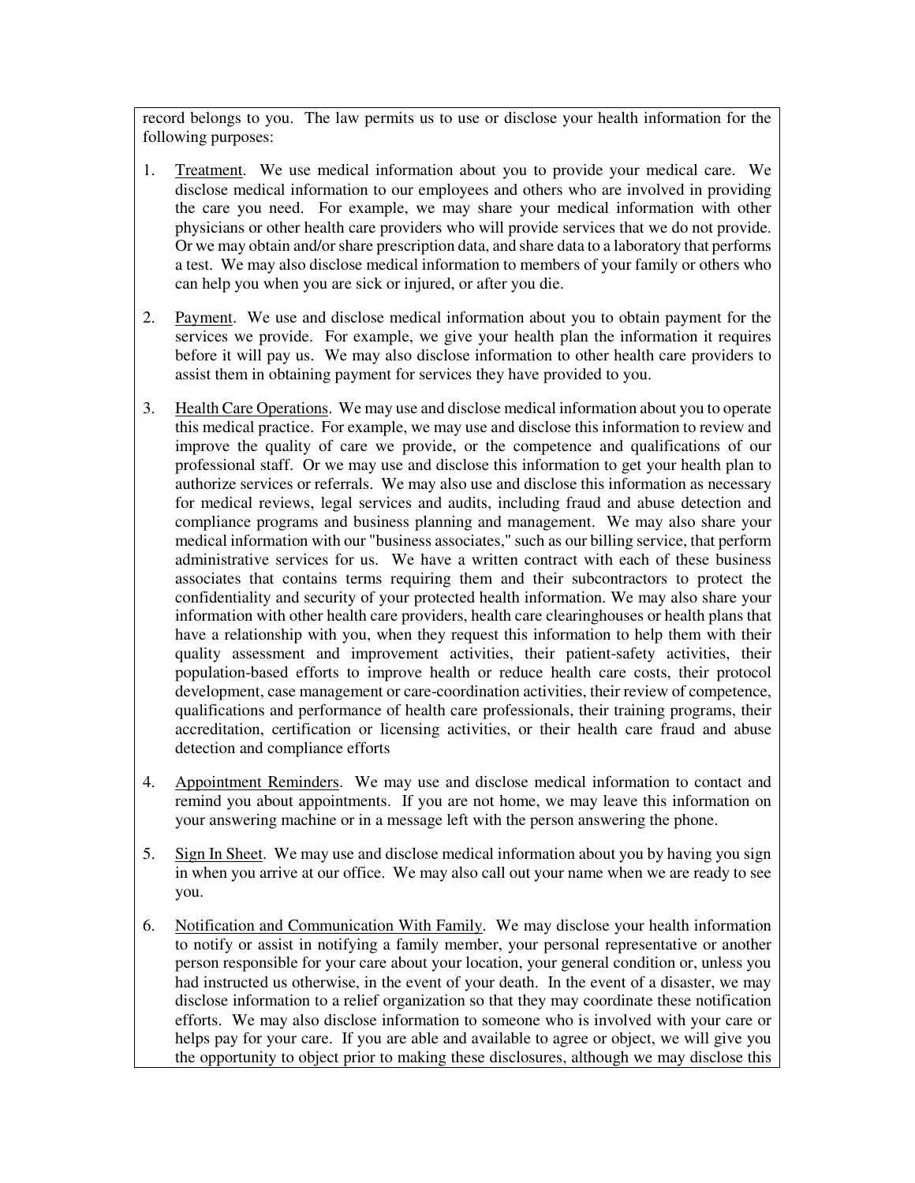record belongs to you. The law permits us to use or disclose your health information for the following purposes:

1. Treatment. We use medical information about you to provide your medical care. We disclose medical information to our employees and others who are involved in providing the care you need. For example, we may share your medical information with other physicians or other health care providers who will provide services that we do not provide. Or we may obtain and/or share prescription data, and share data to a laboratory that performs a test. We may also disclose medical information to members of your family or others who can help you when you are sick or injured, or after you die.

2. Payment. We use and disclose medical information about you to obtain payment for the services we provide. For example, we give your health plan the information it requires before it will pay us. We may also disclose information to other health care providers to assist them in obtaining payment for services they have provided to you.

3. Health Care Operations. We may use and disclose medical information about you to operate this medical practice. For example, we may use and disclose this information to review and improve the quality of care we provide, or the competence and qualifications of our professional staff. Or we may use and disclose this information to get your health plan to authorize services or referrals. We may also use and disclose this information as necessary for medical reviews, legal services and audits, including fraud and abuse detection and compliance programs and business planning and management. We may also share your medical information with our "business associates," such as our billing service, that perform administrative services for us. We have a written contract with each of these business associates that contains terms requiring them and their subcontractors to protect the confidentiality and security of your protected health information. We may also share your information with other health care providers, health care clearinghouses or health plans that have a relationship with you, when they request this information to help them with their quality assessment and improvement activities, their patient-safety activities, their population-based efforts to improve health or reduce health care costs, their protocol development, case management or care-coordination activities, their review of competence, qualifications and performance of health care professionals, their training programs, their accreditation, certification or licensing activities, or their health care fraud and abuse detection and compliance efforts

4. Appointment Reminders. We may use and disclose medical information to contact and remind you about appointments. If you are not home, we may leave this information on your answering machine or in a message left with the person answering the phone.

5. Sign In Sheet. We may use and disclose medical information about you by having you sign in when you arrive at our office. We may also call out your name when we are ready to see you.

6. Notification and Communication With Family. We may disclose your health information to notify or assist in notifying a family member, your personal representative or another person responsible for your care about your location, your general condition or, unless you had instructed us otherwise, in the event of your death. In the event of a disaster, we may disclose information to a relief organization so that they may coordinate these notification efforts. We may also disclose information to someone who is involved with your care or helps pay for your care. If you are able and available to agree or object, we will give you the opportunity to object prior to making these disclosures, although we may disclose this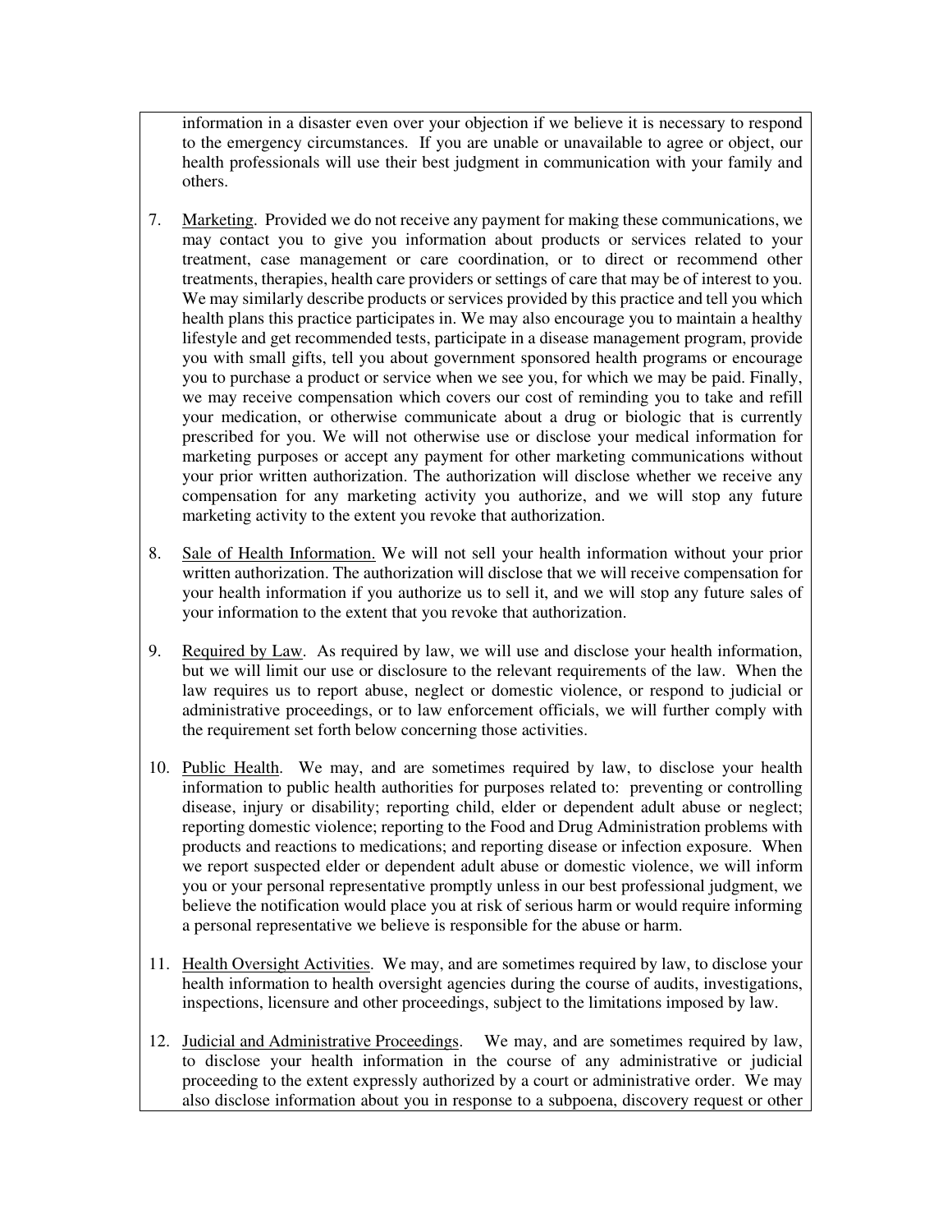information in a disaster even over your objection if we believe it is necessary to respond to the emergency circumstances. If you are unable or unavailable to agree or object, our health professionals will use their best judgment in communication with your family and others.

7. Marketing. Provided we do not receive any payment for making these communications, we may contact you to give you information about products or services related to your treatment, case management or care coordination, or to direct or recommend other treatments, therapies, health care providers or settings of care that may be of interest to you. We may similarly describe products or services provided by this practice and tell you which health plans this practice participates in. We may also encourage you to maintain a healthy lifestyle and get recommended tests, participate in a disease management program, provide you with small gifts, tell you about government sponsored health programs or encourage you to purchase a product or service when we see you, for which we may be paid. Finally, we may receive compensation which covers our cost of reminding you to take and refill your medication, or otherwise communicate about a drug or biologic that is currently prescribed for you. We will not otherwise use or disclose your medical information for marketing purposes or accept any payment for other marketing communications without your prior written authorization. The authorization will disclose whether we receive any compensation for any marketing activity you authorize, and we will stop any future marketing activity to the extent you revoke that authorization.

8. Sale of Health Information. We will not sell your health information without your prior written authorization. The authorization will disclose that we will receive compensation for your health information if you authorize us to sell it, and we will stop any future sales of your information to the extent that you revoke that authorization.

9. Required by Law. As required by law, we will use and disclose your health information, but we will limit our use or disclosure to the relevant requirements of the law. When the law requires us to report abuse, neglect or domestic violence, or respond to judicial or administrative proceedings, or to law enforcement officials, we will further comply with the requirement set forth below concerning those activities.

10. Public Health. We may, and are sometimes required by law, to disclose your health information to public health authorities for purposes related to: preventing or controlling disease, injury or disability; reporting child, elder or dependent adult abuse or neglect; reporting domestic violence; reporting to the Food and Drug Administration problems with products and reactions to medications; and reporting disease or infection exposure. When we report suspected elder or dependent adult abuse or domestic violence, we will inform you or your personal representative promptly unless in our best professional judgment, we believe the notification would place you at risk of serious harm or would require informing a personal representative we believe is responsible for the abuse or harm.

11. Health Oversight Activities. We may, and are sometimes required by law, to disclose your health information to health oversight agencies during the course of audits, investigations, inspections, licensure and other proceedings, subject to the limitations imposed by law.

12. Judicial and Administrative Proceedings. We may, and are sometimes required by law, to disclose your health information in the course of any administrative or judicial proceeding to the extent expressly authorized by a court or administrative order. We may also disclose information about you in response to a subpoena, discovery request or other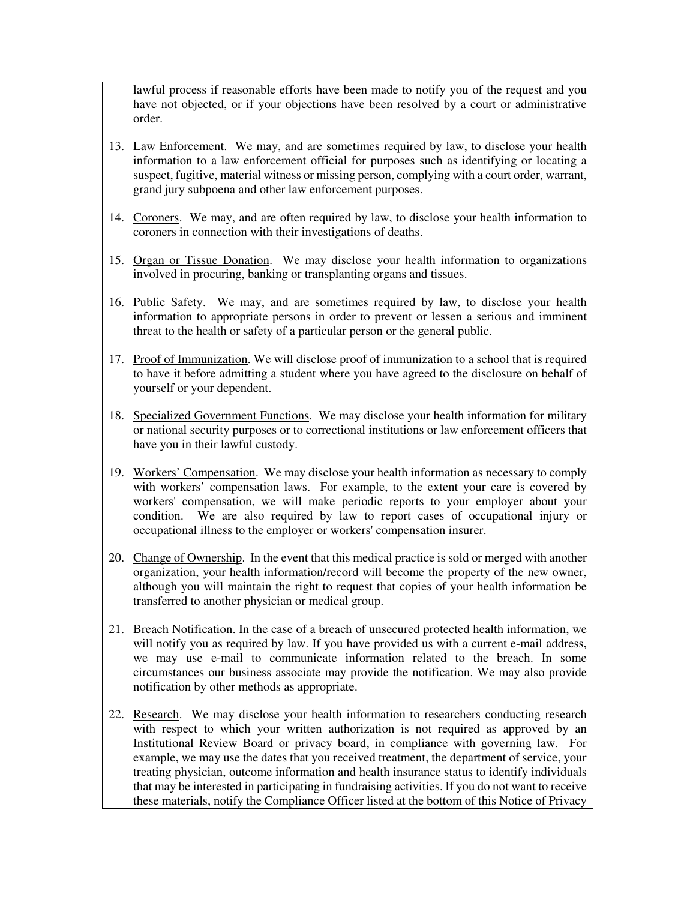lawful process if reasonable efforts have been made to notify you of the request and you have not objected, or if your objections have been resolved by a court or administrative order.

13. Law Enforcement. We may, and are sometimes required by law, to disclose your health information to a law enforcement official for purposes such as identifying or locating a suspect, fugitive, material witness or missing person, complying with a court order, warrant, grand jury subpoena and other law enforcement purposes.

14. Coroners. We may, and are often required by law, to disclose your health information to coroners in connection with their investigations of deaths.

15. Organ or Tissue Donation. We may disclose your health information to organizations involved in procuring, banking or transplanting organs and tissues.

16. Public Safety. We may, and are sometimes required by law, to disclose your health information to appropriate persons in order to prevent or lessen a serious and imminent threat to the health or safety of a particular person or the general public.

17. Proof of Immunization. We will disclose proof of immunization to a school that is required to have it before admitting a student where you have agreed to the disclosure on behalf of yourself or your dependent.

18. Specialized Government Functions. We may disclose your health information for military or national security purposes or to correctional institutions or law enforcement officers that have you in their lawful custody.

19. Workers' Compensation. We may disclose your health information as necessary to comply with workers' compensation laws. For example, to the extent your care is covered by workers' compensation, we will make periodic reports to your employer about your condition. We are also required by law to report cases of occupational injury or occupational illness to the employer or workers' compensation insurer.

20. Change of Ownership. In the event that this medical practice is sold or merged with another organization, your health information/record will become the property of the new owner, although you will maintain the right to request that copies of your health information be transferred to another physician or medical group.

21. Breach Notification. In the case of a breach of unsecured protected health information, we will notify you as required by law. If you have provided us with a current e-mail address, we may use e-mail to communicate information related to the breach. In some circumstances our business associate may provide the notification. We may also provide notification by other methods as appropriate.

22. Research. We may disclose your health information to researchers conducting research with respect to which your written authorization is not required as approved by an Institutional Review Board or privacy board, in compliance with governing law. For example, we may use the dates that you received treatment, the department of service, your treating physician, outcome information and health insurance status to identify individuals that may be interested in participating in fundraising activities. If you do not want to receive these materials, notify the Compliance Officer listed at the bottom of this Notice of Privacy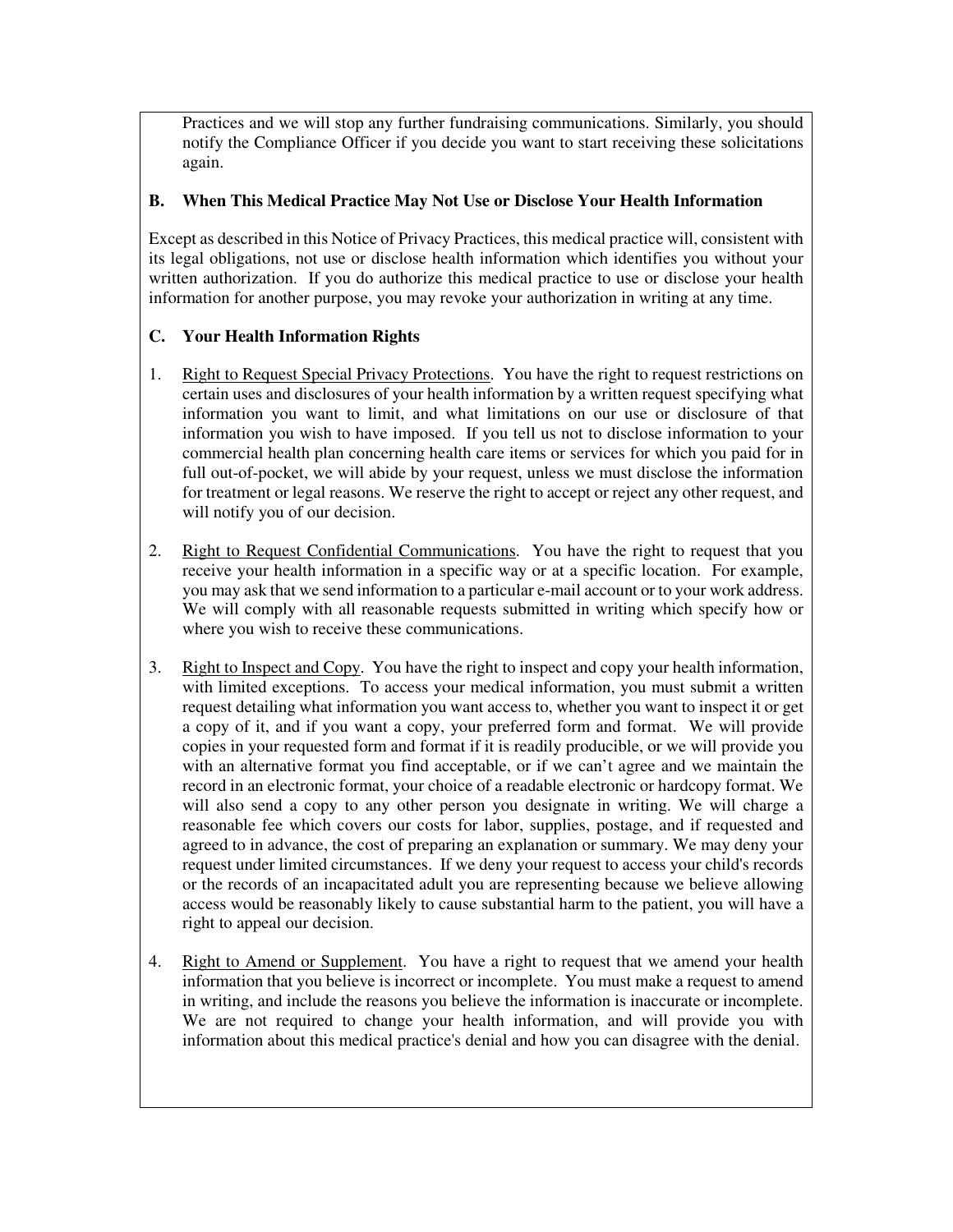Practices and we will stop any further fundraising communications. Similarly, you should notify the Compliance Officer if you decide you want to start receiving these solicitations again.

### B. When This Medical Practice May Not Use or Disclose Your Health Information

Except as described in this Notice of Privacy Practices, this medical practice will, consistent with its legal obligations, not use or disclose health information which identifies you without your written authorization. If you do authorize this medical practice to use or disclose your health information for another purpose, you may revoke your authorization in writing at any time.

### C. Your Health Information Rights

1. Right to Request Special Privacy Protections. You have the right to request restrictions on certain uses and disclosures of your health information by a written request specifying what information you want to limit, and what limitations on our use or disclosure of that information you wish to have imposed. If you tell us not to disclose information to your commercial health plan concerning health care items or services for which you paid for in full out-of-pocket, we will abide by your request, unless we must disclose the information for treatment or legal reasons. We reserve the right to accept or reject any other request, and will notify you of our decision.

2. Right to Request Confidential Communications. You have the right to request that you receive your health information in a specific way or at a specific location. For example, you may ask that we send information to a particular e-mail account or to your work address. We will comply with all reasonable requests submitted in writing which specify how or where you wish to receive these communications.

3. Right to Inspect and Copy. You have the right to inspect and copy your health information, with limited exceptions. To access your medical information, you must submit a written request detailing what information you want access to, whether you want to inspect it or get a copy of it, and if you want a copy, your preferred form and format. We will provide copies in your requested form and format if it is readily producible, or we will provide you with an alternative format you find acceptable, or if we can't agree and we maintain the record in an electronic format, your choice of a readable electronic or hardcopy format. We will also send a copy to any other person you designate in writing. We will charge a reasonable fee which covers our costs for labor, supplies, postage, and if requested and agreed to in advance, the cost of preparing an explanation or summary. We may deny your request under limited circumstances. If we deny your request to access your child's records or the records of an incapacitated adult you are representing because we believe allowing access would be reasonably likely to cause substantial harm to the patient, you will have a right to appeal our decision.

4. Right to Amend or Supplement. You have a right to request that we amend your health information that you believe is incorrect or incomplete. You must make a request to amend in writing, and include the reasons you believe the information is inaccurate or incomplete. We are not required to change your health information, and will provide you with information about this medical practice's denial and how you can disagree with the denial.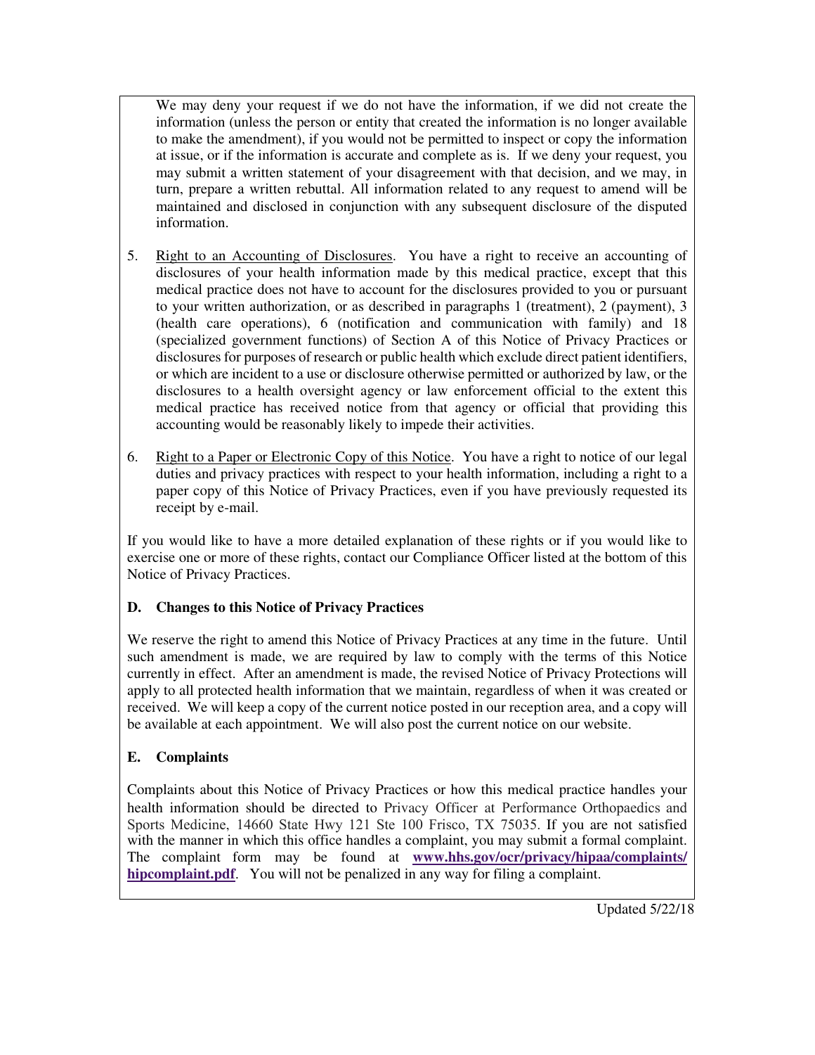We may deny your request if we do not have the information, if we did not create the information (unless the person or entity that created the information is no longer available to make the amendment), if you would not be permitted to inspect or copy the information at issue, or if the information is accurate and complete as is. If we deny your request, you may submit a written statement of your disagreement with that decision, and we may, in turn, prepare a written rebuttal. All information related to any request to amend will be maintained and disclosed in conjunction with any subsequent disclosure of the disputed information.

5. Right to an Accounting of Disclosures. You have a right to receive an accounting of disclosures of your health information made by this medical practice, except that this medical practice does not have to account for the disclosures provided to you or pursuant to your written authorization, or as described in paragraphs 1 (treatment), 2 (payment), 3 (health care operations), 6 (notification and communication with family) and 18 (specialized government functions) of Section A of this Notice of Privacy Practices or disclosures for purposes of research or public health which exclude direct patient identifiers, or which are incident to a use or disclosure otherwise permitted or authorized by law, or the disclosures to a health oversight agency or law enforcement official to the extent this medical practice has received notice from that agency or official that providing this accounting would be reasonably likely to impede their activities.

6. Right to a Paper or Electronic Copy of this Notice. You have a right to notice of our legal duties and privacy practices with respect to your health information, including a right to a paper copy of this Notice of Privacy Practices, even if you have previously requested its receipt by e-mail.

If you would like to have a more detailed explanation of these rights or if you would like to exercise one or more of these rights, contact our Compliance Officer listed at the bottom of this Notice of Privacy Practices.

### D. Changes to this Notice of Privacy Practices

We reserve the right to amend this Notice of Privacy Practices at any time in the future. Until such amendment is made, we are required by law to comply with the terms of this Notice currently in effect. After an amendment is made, the revised Notice of Privacy Protections will apply to all protected health information that we maintain, regardless of when it was created or received. We will keep a copy of the current notice posted in our reception area, and a copy will be available at each appointment. We will also post the current notice on our website.

### E. Complaints

Complaints about this Notice of Privacy Practices or how this medical practice handles your health information should be directed to Privacy Officer at Performance Orthopaedics and Sports Medicine, 14660 State Hwy 121 Ste 100 Frisco, TX 75035. If you are not satisfied with the manner in which this office handles a complaint, you may submit a formal complaint. The complaint form may be found at **www.hhs.gov/ocr/privacy/hipaa/complaints/hipcomplaint.pdf**. You will not be penalized in any way for filing a complaint.

Updated 5/22/18